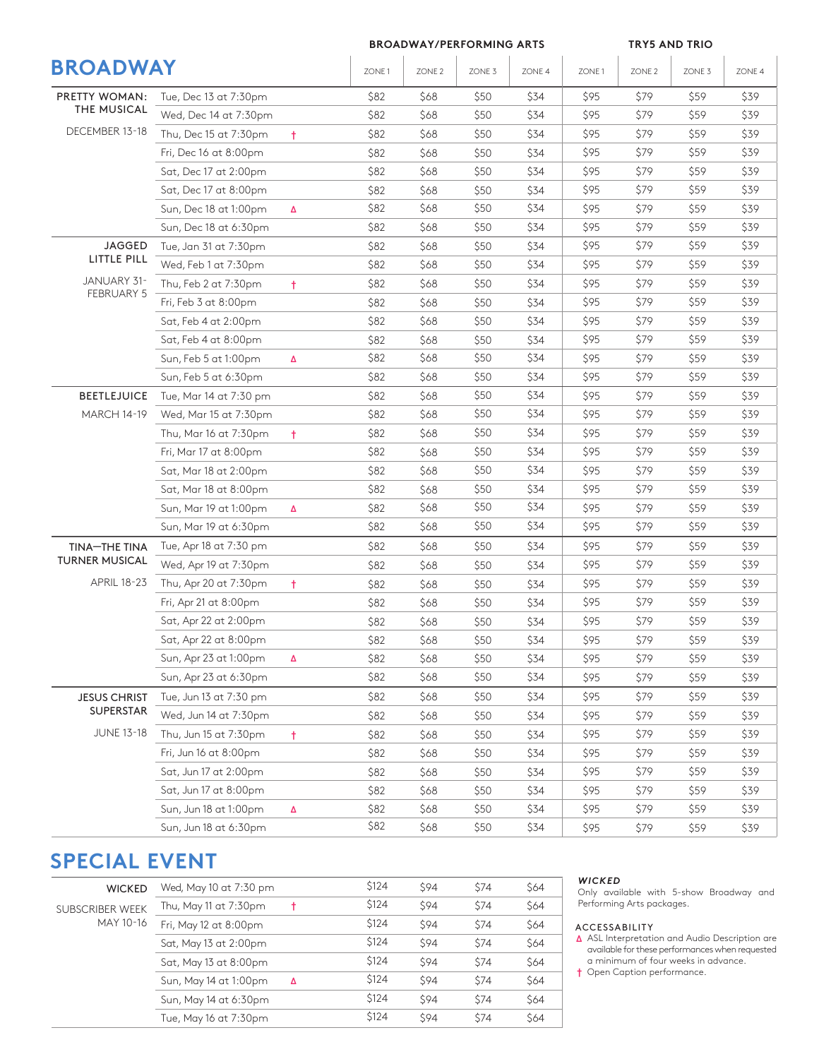# BROADWAY

| | | | BROADWAY/PERFORMING ARTS | | | | TRY5 AND TRIO | | | |
|---|---|---|---|---|---|---|---|---|---|---|
| | | | ZONE 1 | ZONE 2 | ZONE 3 | ZONE 4 | ZONE 1 | ZONE 2 | ZONE 3 | ZONE 4 |
| PRETTY WOMAN: THE MUSICAL | Tue, Dec 13 at 7:30pm | | $82 | $68 | $50 | $34 | $95 | $79 | $59 | $39 |
| DECEMBER 13-18 | Wed, Dec 14 at 7:30pm | | $82 | $68 | $50 | $34 | $95 | $79 | $59 | $39 |
| | Thu, Dec 15 at 7:30pm | † | $82 | $68 | $50 | $34 | $95 | $79 | $59 | $39 |
| | Fri, Dec 16 at 8:00pm | | $82 | $68 | $50 | $34 | $95 | $79 | $59 | $39 |
| | Sat, Dec 17 at 2:00pm | | $82 | $68 | $50 | $34 | $95 | $79 | $59 | $39 |
| | Sat, Dec 17 at 8:00pm | | $82 | $68 | $50 | $34 | $95 | $79 | $59 | $39 |
| | Sun, Dec 18 at 1:00pm | Δ | $82 | $68 | $50 | $34 | $95 | $79 | $59 | $39 |
| | Sun, Dec 18 at 6:30pm | | $82 | $68 | $50 | $34 | $95 | $79 | $59 | $39 |
| JAGGED LITTLE PILL | Tue, Jan 31 at 7:30pm | | $82 | $68 | $50 | $34 | $95 | $79 | $59 | $39 |
| JANUARY 31-FEBRUARY 5 | Wed, Feb 1 at 7:30pm | | $82 | $68 | $50 | $34 | $95 | $79 | $59 | $39 |
| | Thu, Feb 2 at 7:30pm | † | $82 | $68 | $50 | $34 | $95 | $79 | $59 | $39 |
| | Fri, Feb 3 at 8:00pm | | $82 | $68 | $50 | $34 | $95 | $79 | $59 | $39 |
| | Sat, Feb 4 at 2:00pm | | $82 | $68 | $50 | $34 | $95 | $79 | $59 | $39 |
| | Sat, Feb 4 at 8:00pm | | $82 | $68 | $50 | $34 | $95 | $79 | $59 | $39 |
| | Sun, Feb 5 at 1:00pm | Δ | $82 | $68 | $50 | $34 | $95 | $79 | $59 | $39 |
| | Sun, Feb 5 at 6:30pm | | $82 | $68 | $50 | $34 | $95 | $79 | $59 | $39 |
| BEETLEJUICE | Tue, Mar 14 at 7:30 pm | | $82 | $68 | $50 | $34 | $95 | $79 | $59 | $39 |
| MARCH 14-19 | Wed, Mar 15 at 7:30pm | | $82 | $68 | $50 | $34 | $95 | $79 | $59 | $39 |
| | Thu, Mar 16 at 7:30pm | † | $82 | $68 | $50 | $34 | $95 | $79 | $59 | $39 |
| | Fri, Mar 17 at 8:00pm | | $82 | $68 | $50 | $34 | $95 | $79 | $59 | $39 |
| | Sat, Mar 18 at 2:00pm | | $82 | $68 | $50 | $34 | $95 | $79 | $59 | $39 |
| | Sat, Mar 18 at 8:00pm | | $82 | $68 | $50 | $34 | $95 | $79 | $59 | $39 |
| | Sun, Mar 19 at 1:00pm | Δ | $82 | $68 | $50 | $34 | $95 | $79 | $59 | $39 |
| | Sun, Mar 19 at 6:30pm | | $82 | $68 | $50 | $34 | $95 | $79 | $59 | $39 |
| TINA—THE TINA TURNER MUSICAL | Tue, Apr 18 at 7:30 pm | | $82 | $68 | $50 | $34 | $95 | $79 | $59 | $39 |
| APRIL 18-23 | Wed, Apr 19 at 7:30pm | | $82 | $68 | $50 | $34 | $95 | $79 | $59 | $39 |
| | Thu, Apr 20 at 7:30pm | † | $82 | $68 | $50 | $34 | $95 | $79 | $59 | $39 |
| | Fri, Apr 21 at 8:00pm | | $82 | $68 | $50 | $34 | $95 | $79 | $59 | $39 |
| | Sat, Apr 22 at 2:00pm | | $82 | $68 | $50 | $34 | $95 | $79 | $59 | $39 |
| | Sat, Apr 22 at 8:00pm | | $82 | $68 | $50 | $34 | $95 | $79 | $59 | $39 |
| | Sun, Apr 23 at 1:00pm | Δ | $82 | $68 | $50 | $34 | $95 | $79 | $59 | $39 |
| | Sun, Apr 23 at 6:30pm | | $82 | $68 | $50 | $34 | $95 | $79 | $59 | $39 |
| JESUS CHRIST SUPERSTAR | Tue, Jun 13 at 7:30 pm | | $82 | $68 | $50 | $34 | $95 | $79 | $59 | $39 |
| JUNE 13-18 | Wed, Jun 14 at 7:30pm | | $82 | $68 | $50 | $34 | $95 | $79 | $59 | $39 |
| | Thu, Jun 15 at 7:30pm | † | $82 | $68 | $50 | $34 | $95 | $79 | $59 | $39 |
| | Fri, Jun 16 at 8:00pm | | $82 | $68 | $50 | $34 | $95 | $79 | $59 | $39 |
| | Sat, Jun 17 at 2:00pm | | $82 | $68 | $50 | $34 | $95 | $79 | $59 | $39 |
| | Sat, Jun 17 at 8:00pm | | $82 | $68 | $50 | $34 | $95 | $79 | $59 | $39 |
| | Sun, Jun 18 at 1:00pm | Δ | $82 | $68 | $50 | $34 | $95 | $79 | $59 | $39 |
| | Sun, Jun 18 at 6:30pm | | $82 | $68 | $50 | $34 | $95 | $79 | $59 | $39 |

# SPECIAL EVENT

| | | | | | | |
|---|---|---|---|---|---|---|
| WICKED | Wed, May 10 at 7:30 pm | | $124 | $94 | $74 | $64 |
| SUBSCRIBER WEEK MAY 10-16 | Thu, May 11 at 7:30pm | † | $124 | $94 | $74 | $64 |
| | Fri, May 12 at 8:00pm | | $124 | $94 | $74 | $64 |
| | Sat, May 13 at 2:00pm | | $124 | $94 | $74 | $64 |
| | Sat, May 13 at 8:00pm | | $124 | $94 | $74 | $64 |
| | Sun, May 14 at 1:00pm | Δ | $124 | $94 | $74 | $64 |
| | Sun, May 14 at 6:30pm | | $124 | $94 | $74 | $64 |
| | Tue, May 16 at 7:30pm | | $124 | $94 | $74 | $64 |

***WICKED***

Only available with 5-show Broadway and Performing Arts packages.

**ACCESSABILITY**

Δ ASL Interpretation and Audio Description are available for these performances when requested a minimum of four weeks in advance.

† Open Caption performance.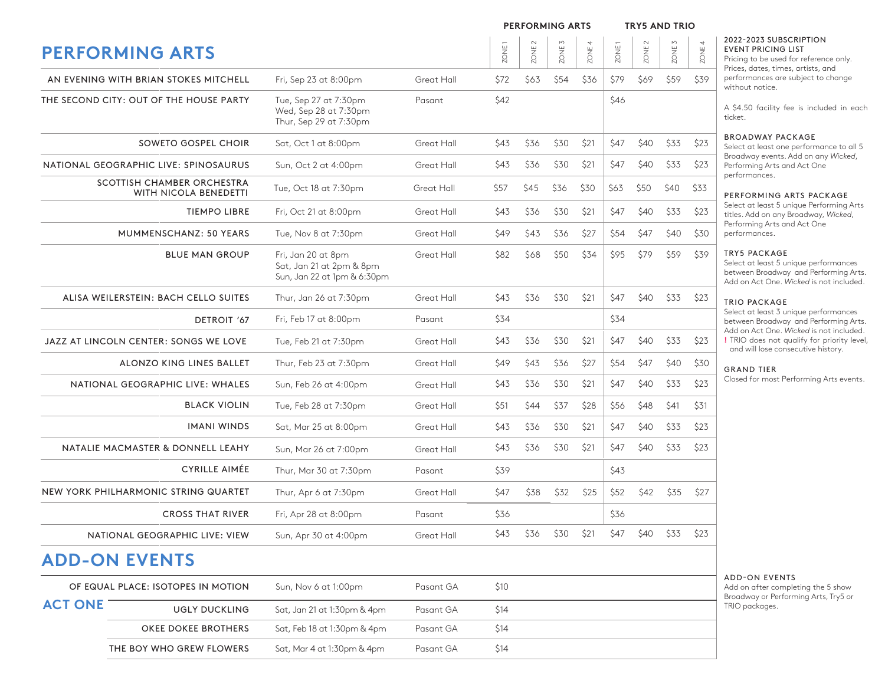# PERFORMING ARTS

| | | | PERFORMING ARTS | | | | TRY5 AND TRIO | | | |
|---|---|---|---|---|---|---|---|---|---|---|
| | | | ZONE 1 | ZONE 2 | ZONE 3 | ZONE 4 | ZONE 1 | ZONE 2 | ZONE 3 | ZONE 4 |
| AN EVENING WITH BRIAN STOKES MITCHELL | Fri, Sep 23 at 8:00pm | Great Hall | $72 | $63 | $54 | $36 | $79 | $69 | $59 | $39 |
| THE SECOND CITY: OUT OF THE HOUSE PARTY | Tue, Sep 27 at 7:30pm<br>Wed, Sep 28 at 7:30pm<br>Thur, Sep 29 at 7:30pm | Pasant | $42 | | | | $46 | | | |
| SOWETO GOSPEL CHOIR | Sat, Oct 1 at 8:00pm | Great Hall | $43 | $36 | $30 | $21 | $47 | $40 | $33 | $23 |
| NATIONAL GEOGRAPHIC LIVE: SPINOSAURUS | Sun, Oct 2 at 4:00pm | Great Hall | $43 | $36 | $30 | $21 | $47 | $40 | $33 | $23 |
| SCOTTISH CHAMBER ORCHESTRA WITH NICOLA BENEDETTI | Tue, Oct 18 at 7:30pm | Great Hall | $57 | $45 | $36 | $30 | $63 | $50 | $40 | $33 |
| TIEMPO LIBRE | Fri, Oct 21 at 8:00pm | Great Hall | $43 | $36 | $30 | $21 | $47 | $40 | $33 | $23 |
| MUMMENSCHANZ: 50 YEARS | Tue, Nov 8 at 7:30pm | Great Hall | $49 | $43 | $36 | $27 | $54 | $47 | $40 | $30 |
| BLUE MAN GROUP | Fri, Jan 20 at 8pm<br>Sat, Jan 21 at 2pm & 8pm<br>Sun, Jan 22 at 1pm & 6:30pm | Great Hall | $82 | $68 | $50 | $34 | $95 | $79 | $59 | $39 |
| ALISA WEILERSTEIN: BACH CELLO SUITES | Thur, Jan 26 at 7:30pm | Great Hall | $43 | $36 | $30 | $21 | $47 | $40 | $33 | $23 |
| DETROIT '67 | Fri, Feb 17 at 8:00pm | Pasant | $34 | | | | $34 | | | |
| JAZZ AT LINCOLN CENTER: SONGS WE LOVE | Tue, Feb 21 at 7:30pm | Great Hall | $43 | $36 | $30 | $21 | $47 | $40 | $33 | $23 |
| ALONZO KING LINES BALLET | Thur, Feb 23 at 7:30pm | Great Hall | $49 | $43 | $36 | $27 | $54 | $47 | $40 | $30 |
| NATIONAL GEOGRAPHIC LIVE: WHALES | Sun, Feb 26 at 4:00pm | Great Hall | $43 | $36 | $30 | $21 | $47 | $40 | $33 | $23 |
| BLACK VIOLIN | Tue, Feb 28 at 7:30pm | Great Hall | $51 | $44 | $37 | $28 | $56 | $48 | $41 | $31 |
| IMANI WINDS | Sat, Mar 25 at 8:00pm | Great Hall | $43 | $36 | $30 | $21 | $47 | $40 | $33 | $23 |
| NATALIE MACMASTER & DONNELL LEAHY | Sun, Mar 26 at 7:00pm | Great Hall | $43 | $36 | $30 | $21 | $47 | $40 | $33 | $23 |
| CYRILLE AIMÉE | Thur, Mar 30 at 7:30pm | Pasant | $39 | | | | $43 | | | |
| NEW YORK PHILHARMONIC STRING QUARTET | Thur, Apr 6 at 7:30pm | Great Hall | $47 | $38 | $32 | $25 | $52 | $42 | $35 | $27 |
| CROSS THAT RIVER | Fri, Apr 28 at 8:00pm | Pasant | $36 | | | | $36 | | | |
| NATIONAL GEOGRAPHIC LIVE: VIEW | Sun, Apr 30 at 4:00pm | Great Hall | $43 | $36 | $30 | $21 | $47 | $40 | $33 | $23 |

# ADD-ON EVENTS

| | | | | |
|---|---|---|---|---|
| | OF EQUAL PLACE: ISOTOPES IN MOTION | Sun, Nov 6 at 1:00pm | Pasant GA | $10 |
| ACT ONE | UGLY DUCKLING | Sat, Jan 21 at 1:30pm & 4pm | Pasant GA | $14 |
| | OKEE DOKEE BROTHERS | Sat, Feb 18 at 1:30pm & 4pm | Pasant GA | $14 |
| | THE BOY WHO GREW FLOWERS | Sat, Mar 4 at 1:30pm & 4pm | Pasant GA | $14 |

**2022-2023 SUBSCRIPTION EVENT PRICING LIST**
Pricing to be used for reference only. Prices, dates, times, artists, and performances are subject to change without notice.

A $4.50 facility fee is included in each ticket.

**BROADWAY PACKAGE**
Select at least one performance to all 5 Broadway events. Add on any *Wicked*, Performing Arts and Act One performances.

**PERFORMING ARTS PACKAGE**
Select at least 5 unique Performing Arts titles. Add on any Broadway, *Wicked*, Performing Arts and Act One performances.

**TRY5 PACKAGE**
Select at least 5 unique performances between Broadway and Performing Arts. Add on Act One. *Wicked* is not included.

**TRIO PACKAGE**
Select at least 3 unique performances between Broadway and Performing Arts. Add on Act One. *Wicked* is not included.
! TRIO does not qualify for priority level, and will lose consecutive history.

**GRAND TIER**
Closed for most Performing Arts events.

**ADD-ON EVENTS**
Add on after completing the 5 show Broadway or Performing Arts, Try5 or TRIO packages.